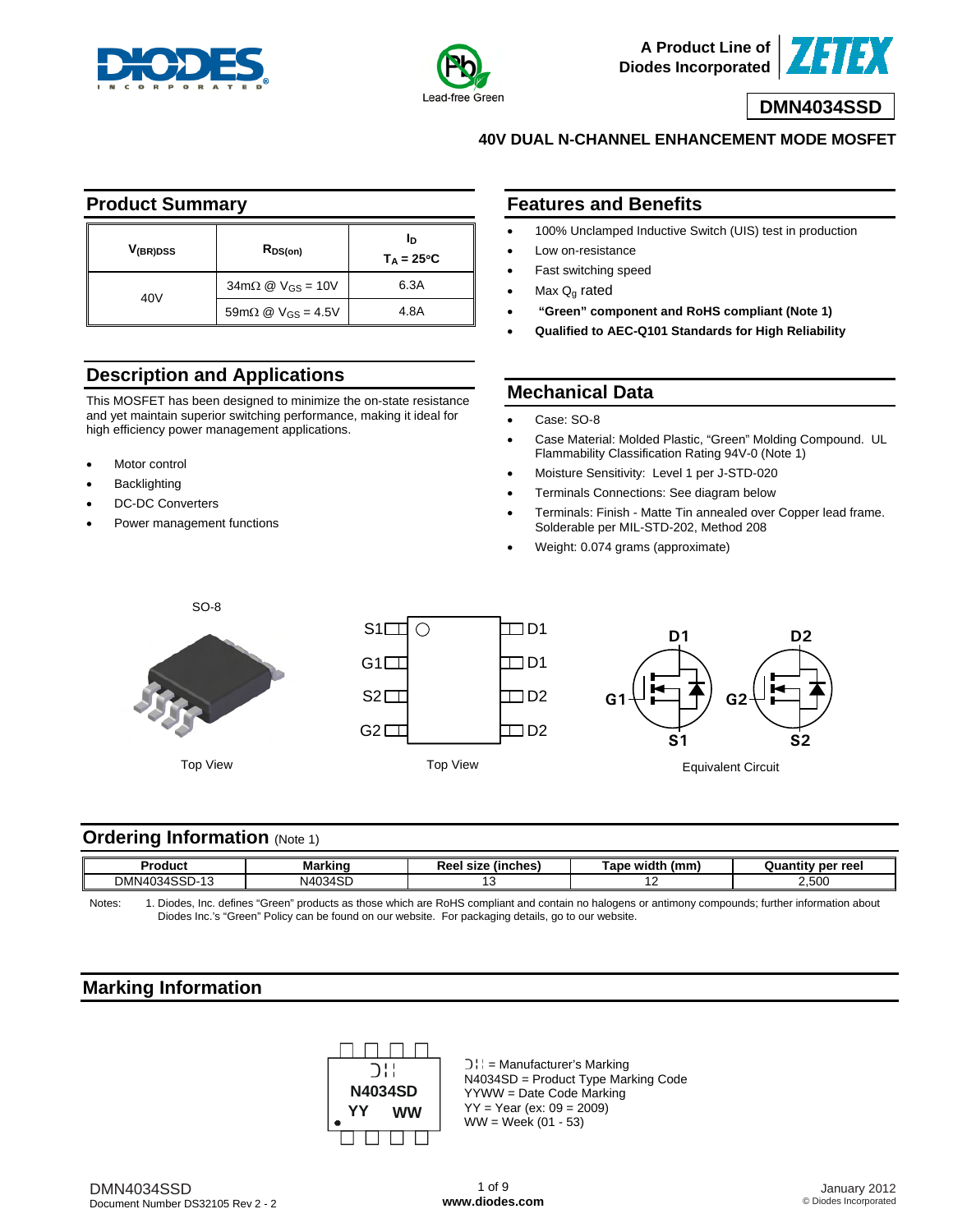# DMN4034SSD

## 40V DUAL N-CHANNEL ENHANCEMENT MODE MOSFET

## Product Summary

| $V_{(BR)DSS}$ | $R_{DS(on)}$ | $I_D$ $T_A = 25°C$ |
|---|---|---|
| 40V | 34mΩ @ $V_{GS}$ = 10V | 6.3A |
| | 59mΩ @ $V_{GS}$ = 4.5V | 4.8A |

## Features and Benefits

- 100% Unclamped Inductive Switch (UIS) test in production
- Low on-resistance
- Fast switching speed
- Max $Q_g$ rated
- **"Green" component and RoHS compliant (Note 1)**
- **Qualified to AEC-Q101 Standards for High Reliability**

## Description and Applications

This MOSFET has been designed to minimize the on-state resistance and yet maintain superior switching performance, making it ideal for high efficiency power management applications.

- Motor control
- Backlighting
- DC-DC Converters
- Power management functions

## Mechanical Data

- Case: SO-8
- Case Material: Molded Plastic, "Green" Molding Compound. UL Flammability Classification Rating 94V-0 (Note 1)
- Moisture Sensitivity: Level 1 per J-STD-020
- Terminals Connections: See diagram below
- Terminals: Finish - Matte Tin annealed over Copper lead frame. Solderable per MIL-STD-202, Method 208
- Weight: 0.074 grams (approximate)

SO-8

Top View

S1, G1, S2, G2 | D1, D1, D2, D2

Top View

Equivalent Circuit

## Ordering Information (Note 1)

| Product | Marking | Reel size (inches) | Tape width (mm) | Quantity per reel |
|---|---|---|---|---|
| DMN4034SSD-13 | N4034SD | 13 | 12 | 2,500 |

Notes: 1. Diodes, Inc. defines "Green" products as those which are RoHS compliant and contain no halogens or antimony compounds; further information about Diodes Inc.'s "Green" Policy can be found on our website. For packaging details, go to our website.

## Marking Information

= Manufacturer's Marking
N4034SD = Product Type Marking Code
YYWW = Date Code Marking
YY = Year (ex: 09 = 2009)
WW = Week (01 - 53)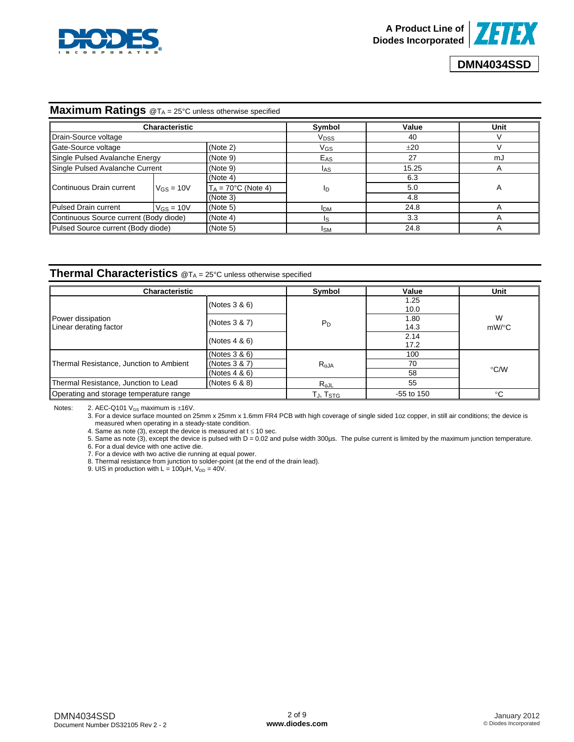## Maximum Ratings @$T_A$ = 25°C unless otherwise specified

| Characteristic | | | Symbol | Value | Unit |
|---|---|---|---|---|---|
| Drain-Source voltage | | | $V_{DSS}$ | 40 | V |
| Gate-Source voltage | | (Note 2) | $V_{GS}$ | ±20 | V |
| Single Pulsed Avalanche Energy | | (Note 9) | $E_{AS}$ | 27 | mJ |
| Single Pulsed Avalanche Current | | (Note 9) | $I_{AS}$ | 15.25 | A |
| Continuous Drain current | $V_{GS}$ = 10V | (Note 4) | $I_D$ | 6.3 | A |
| | | $T_A$ = 70°C (Note 4) | | 5.0 | |
| | | (Note 3) | | 4.8 | |
| Pulsed Drain current | $V_{GS}$ = 10V | (Note 5) | $I_{DM}$ | 24.8 | A |
| Continuous Source current (Body diode) | | (Note 4) | $I_S$ | 3.3 | A |
| Pulsed Source current (Body diode) | | (Note 5) | $I_{SM}$ | 24.8 | A |

## Thermal Characteristics @$T_A$ = 25°C unless otherwise specified

| Characteristic | | Symbol | Value | Unit |
|---|---|---|---|---|
| Power dissipation<br>Linear derating factor | (Notes 3 & 6) | $P_D$ | 1.25<br>10.0 | W<br>mW/°C |
| | (Notes 3 & 7) | | 1.80<br>14.3 | |
| | (Notes 4 & 6) | | 2.14<br>17.2 | |
| Thermal Resistance, Junction to Ambient | (Notes 3 & 6) | $R_{θJA}$ | 100 | °C/W |
| | (Notes 3 & 7) | | 70 | |
| | (Notes 4 & 6) | | 58 | |
| Thermal Resistance, Junction to Lead | (Notes 6 & 8) | $R_{θJL}$ | 55 | |
| Operating and storage temperature range | | $T_J$, $T_{STG}$ | -55 to 150 | °C |

Notes:
2. AEC-Q101 $V_{GS}$ maximum is ±16V.
3. For a device surface mounted on 25mm x 25mm x 1.6mm FR4 PCB with high coverage of single sided 1oz copper, in still air conditions; the device is measured when operating in a steady-state condition.
4. Same as note (3), except the device is measured at t ≤ 10 sec.
5. Same as note (3), except the device is pulsed with D = 0.02 and pulse width 300µs. The pulse current is limited by the maximum junction temperature.
6. For a dual device with one active die.
7. For a device with two active die running at equal power.
8. Thermal resistance from junction to solder-point (at the end of the drain lead).
9. UIS in production with L = 100µH, $V_{DD}$ = 40V.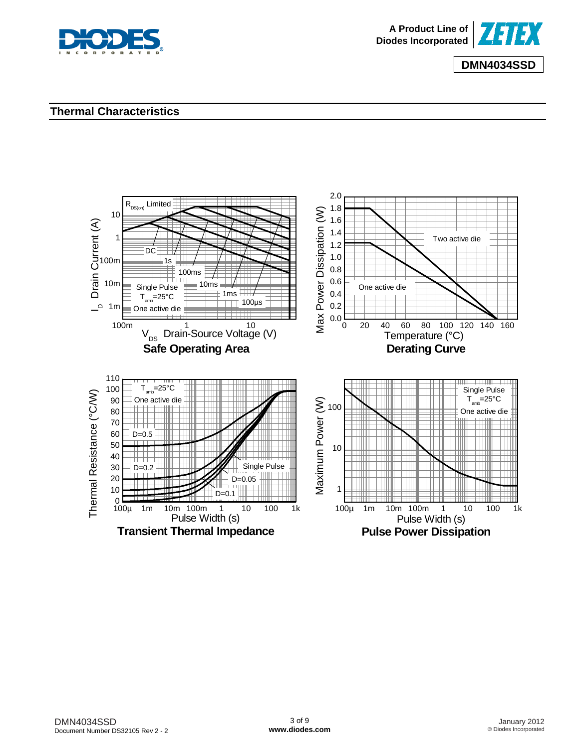## Thermal Characteristics

**Safe Operating Area**

**Derating Curve**

**Transient Thermal Impedance**

**Pulse Power Dissipation**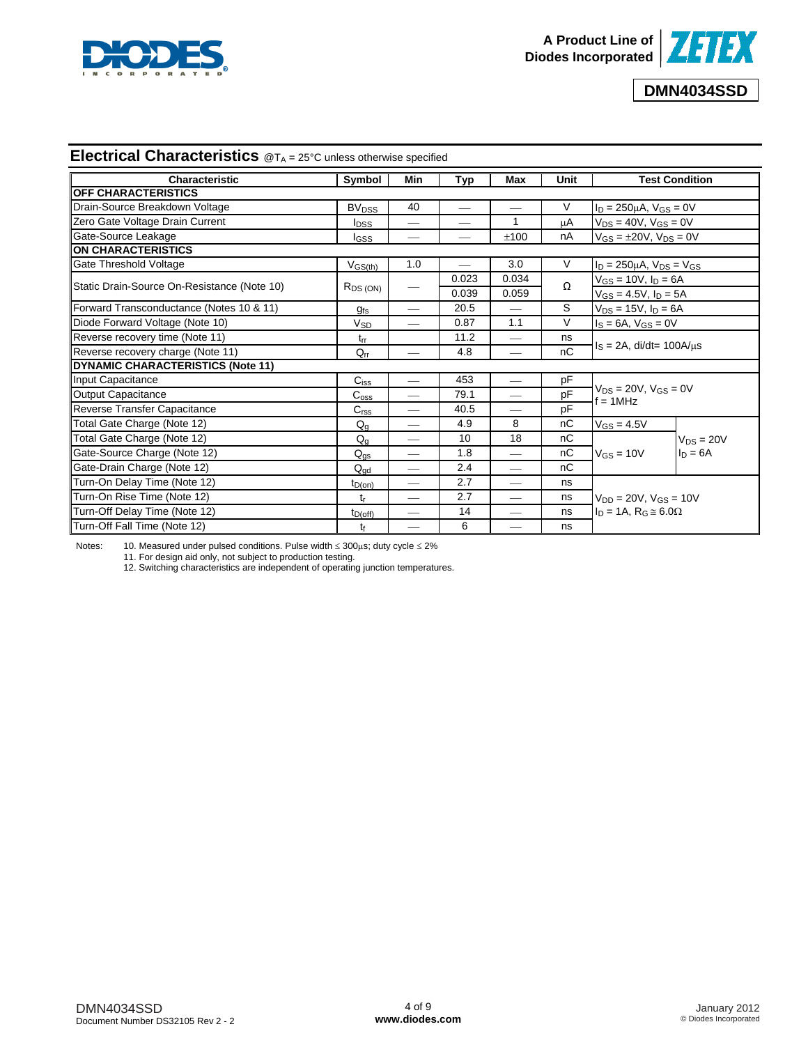## Electrical Characteristics @$T_A$ = 25°C unless otherwise specified

| Characteristic | Symbol | Min | Typ | Max | Unit | Test Condition | |
|---|---|---|---|---|---|---|---|
| **OFF CHARACTERISTICS** | | | | | | | |
| Drain-Source Breakdown Voltage | $BV_{DSS}$ | 40 | — | — | V | $I_D$ = 250μA, $V_{GS}$ = 0V | |
| Zero Gate Voltage Drain Current | $I_{DSS}$ | — | — | 1 | μA | $V_{DS}$ = 40V, $V_{GS}$ = 0V | |
| Gate-Source Leakage | $I_{GSS}$ | — | — | ±100 | nA | $V_{GS}$ = ±20V, $V_{DS}$ = 0V | |
| **ON CHARACTERISTICS** | | | | | | | |
| Gate Threshold Voltage | $V_{GS(th)}$ | 1.0 | — | 3.0 | V | $I_D$ = 250μA, $V_{DS}$ = $V_{GS}$ | |
| Static Drain-Source On-Resistance (Note 10) | $R_{DS\ (ON)}$ | — | 0.023 | 0.034 | Ω | $V_{GS}$ = 10V, $I_D$ = 6A | |
| | | | 0.039 | 0.059 | | $V_{GS}$ = 4.5V, $I_D$ = 5A | |
| Forward Transconductance (Notes 10 & 11) | $g_{fs}$ | — | 20.5 | — | S | $V_{DS}$ = 15V, $I_D$ = 6A | |
| Diode Forward Voltage (Note 10) | $V_{SD}$ | — | 0.87 | 1.1 | V | $I_S$ = 6A, $V_{GS}$ = 0V | |
| Reverse recovery time (Note 11) | $t_{rr}$ | | 11.2 | — | ns | $I_S$ = 2A, di/dt= 100A/μs | |
| Reverse recovery charge (Note 11) | $Q_{rr}$ | — | 4.8 | — | nC | | |
| **DYNAMIC CHARACTERISTICS (Note 11)** | | | | | | | |
| Input Capacitance | $C_{iss}$ | — | 453 | — | pF | $V_{DS}$ = 20V, $V_{GS}$ = 0V f = 1MHz | |
| Output Capacitance | $C_{oss}$ | — | 79.1 | — | pF | | |
| Reverse Transfer Capacitance | $C_{rss}$ | — | 40.5 | — | pF | | |
| Total Gate Charge (Note 12) | $Q_g$ | — | 4.9 | 8 | nC | $V_{GS}$ = 4.5V | $V_{DS}$ = 20V $I_D$ = 6A |
| Total Gate Charge (Note 12) | $Q_g$ | — | 10 | 18 | nC | $V_{GS}$ = 10V | |
| Gate-Source Charge (Note 12) | $Q_{gs}$ | — | 1.8 | — | nC | | |
| Gate-Drain Charge (Note 12) | $Q_{gd}$ | — | 2.4 | — | nC | | |
| Turn-On Delay Time (Note 12) | $t_{D(on)}$ | — | 2.7 | — | ns | $V_{DD}$ = 20V, $V_{GS}$ = 10V $I_D$ = 1A, $R_G$ ≅ 6.0Ω | |
| Turn-On Rise Time (Note 12) | $t_r$ | — | 2.7 | — | ns | | |
| Turn-Off Delay Time (Note 12) | $t_{D(off)}$ | — | 14 | — | ns | | |
| Turn-Off Fall Time (Note 12) | $t_f$ | — | 6 | — | ns | | |

Notes:
10. Measured under pulsed conditions. Pulse width ≤ 300μs; duty cycle ≤ 2%
11. For design aid only, not subject to production testing.
12. Switching characteristics are independent of operating junction temperatures.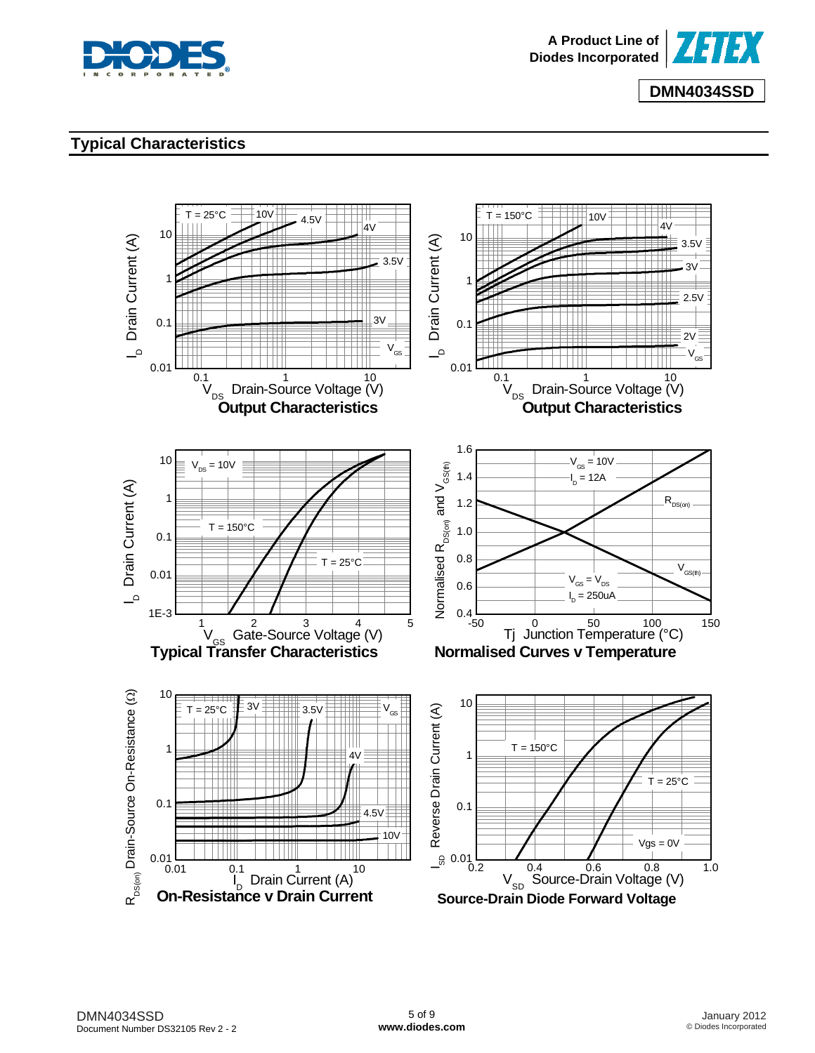## Typical Characteristics

**Output Characteristics**

$T = 25°C$; $V_{GS}$ = 10V, 4.5V, 4V, 3.5V, 3V

$I_D$ Drain Current (A) vs. $V_{DS}$ Drain-Source Voltage (V)

**Output Characteristics**

$T = 150°C$; $V_{GS}$ = 10V, 4V, 3.5V, 3V, 2.5V, 2V

$I_D$ Drain Current (A) vs. $V_{DS}$ Drain-Source Voltage (V)

**Typical Transfer Characteristics**

$V_{DS}$ = 10V; T = 150°C, T = 25°C

$I_D$ Drain Current (A) vs. $V_{GS}$ Gate-Source Voltage (V)

**Normalised Curves v Temperature**

$R_{DS(on)}$: $V_{GS}$ = 10V, $I_D$ = 12A

$V_{GS(th)}$: $V_{GS} = V_{DS}$, $I_D$ = 250uA

Normalised $R_{DS(on)}$ and $V_{GS(th)}$ vs. Tj Junction Temperature (°C)

**On-Resistance v Drain Current**

$T = 25°C$; $V_{GS}$ = 3V, 3.5V, 4V, 4.5V, 10V

$R_{DS(on)}$ Drain-Source On-Resistance (Ω) vs. $I_D$ Drain Current (A)

**Source-Drain Diode Forward Voltage**

Vgs = 0V; T = 150°C, T = 25°C

$I_{SD}$ Reverse Drain Current (A) vs. $V_{SD}$ Source-Drain Voltage (V)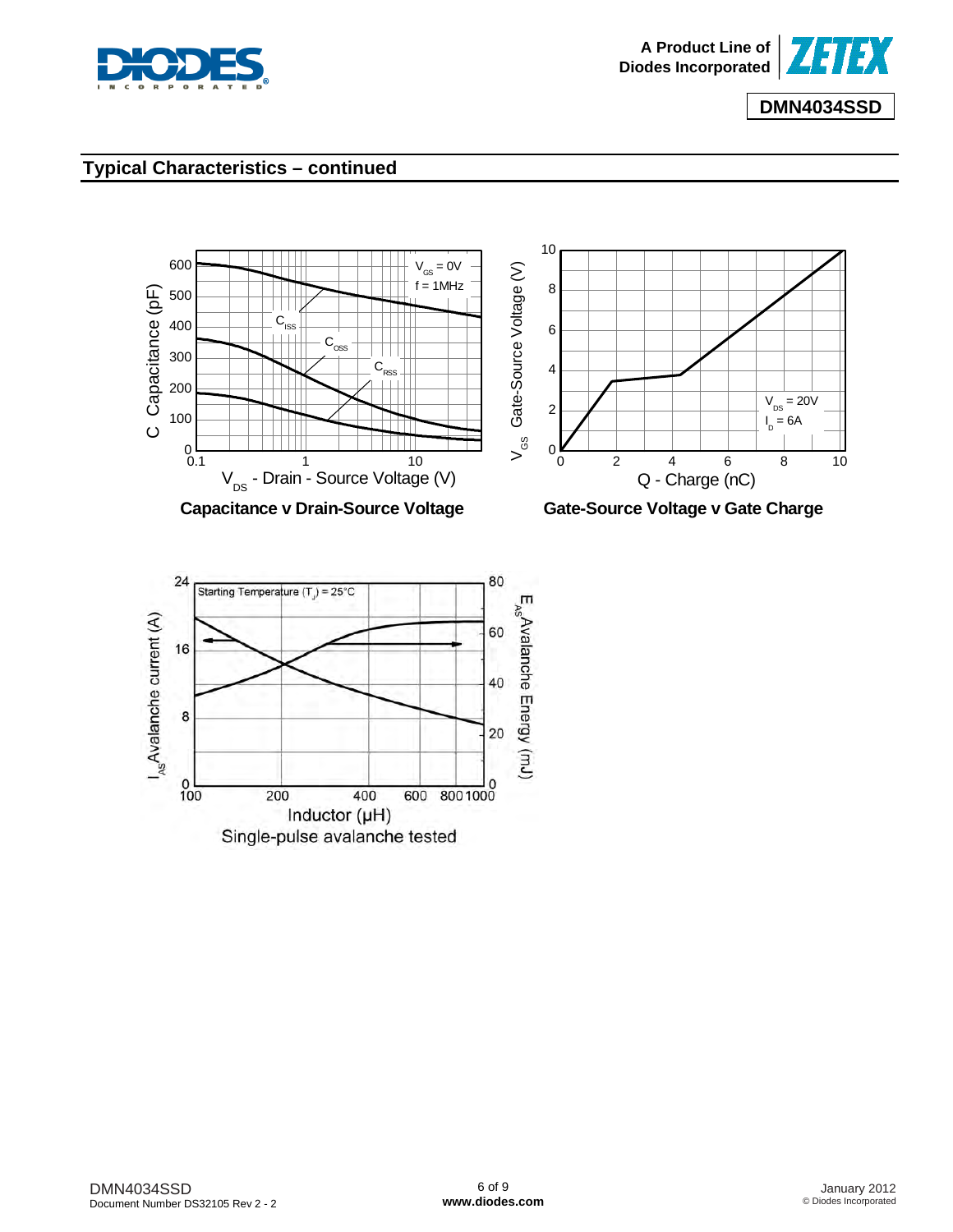## Typical Characteristics – continued

**Capacitance v Drain-Source Voltage**

**Gate-Source Voltage v Gate Charge**

Single-pulse avalanche tested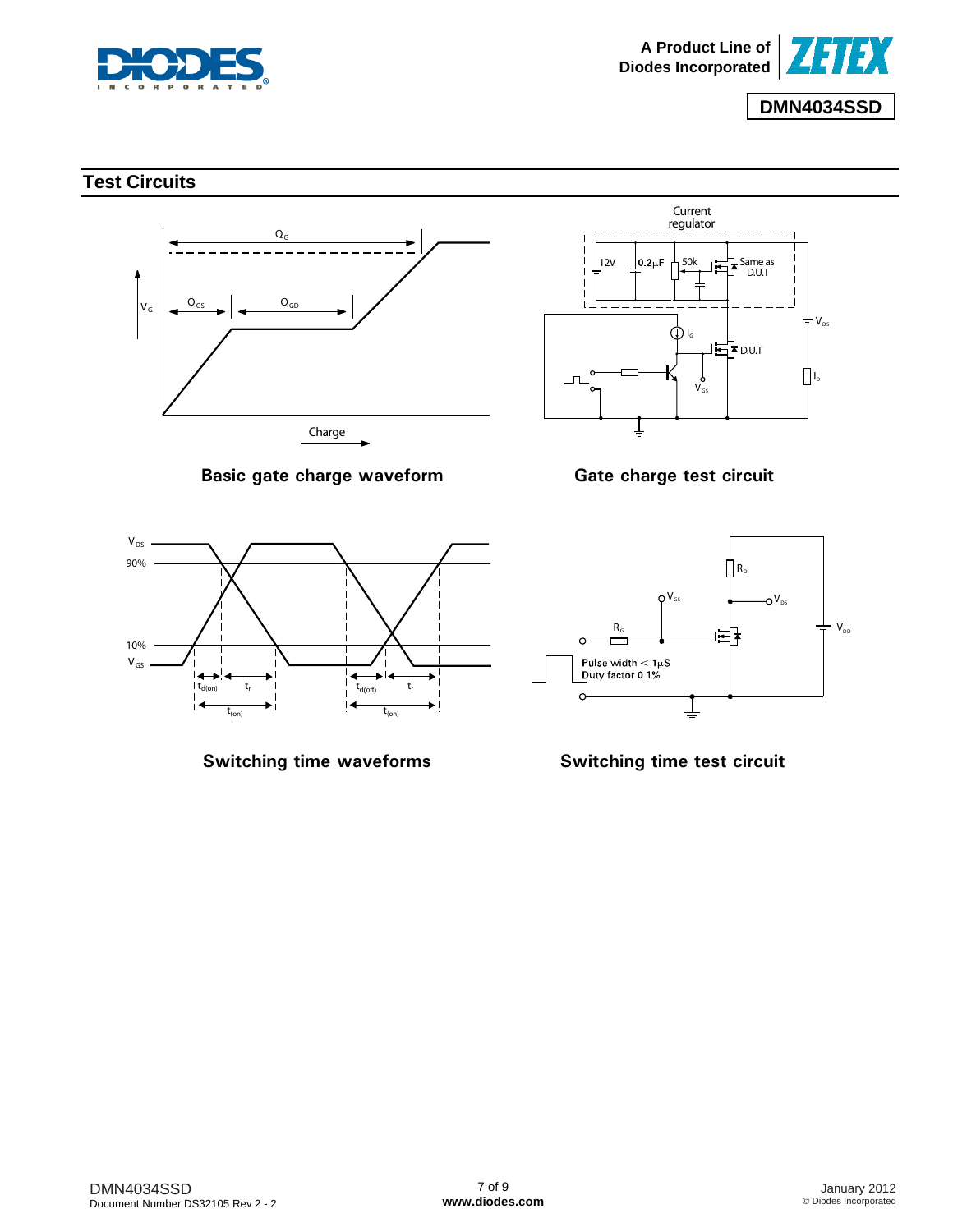## Test Circuits

Basic gate charge waveform

Gate charge test circuit

Switching time waveforms

Switching time test circuit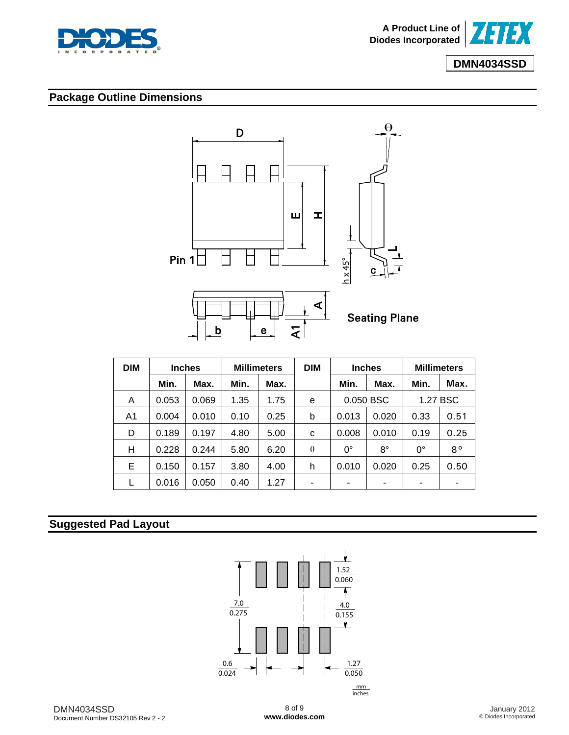## Package Outline Dimensions

| DIM | Inches | | Millimeters | | DIM | Inches | | Millimeters | |
|---|---|---|---|---|---|---|---|---|---|
| | Min. | Max. | Min. | Max. | | Min. | Max. | Min. | Max. |
| A | 0.053 | 0.069 | 1.35 | 1.75 | e | 0.050 BSC | | 1.27 BSC | |
| A1 | 0.004 | 0.010 | 0.10 | 0.25 | b | 0.013 | 0.020 | 0.33 | 0.51 |
| D | 0.189 | 0.197 | 4.80 | 5.00 | c | 0.008 | 0.010 | 0.19 | 0.25 |
| H | 0.228 | 0.244 | 5.80 | 6.20 | θ | 0° | 8° | 0° | 8° |
| E | 0.150 | 0.157 | 3.80 | 4.00 | h | 0.010 | 0.020 | 0.25 | 0.50 |
| L | 0.016 | 0.050 | 0.40 | 1.27 | - | - | - | - | - |

## Suggested Pad Layout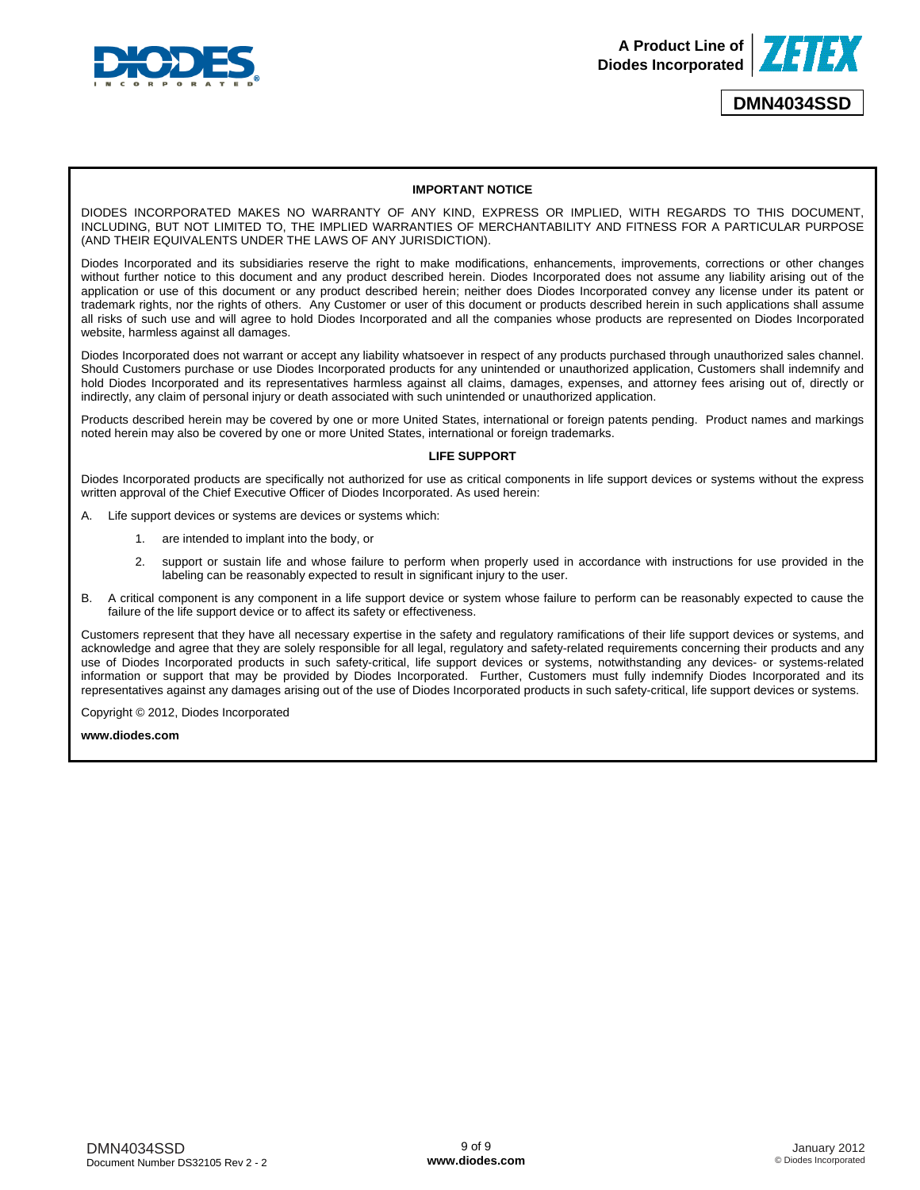## IMPORTANT NOTICE

DIODES INCORPORATED MAKES NO WARRANTY OF ANY KIND, EXPRESS OR IMPLIED, WITH REGARDS TO THIS DOCUMENT, INCLUDING, BUT NOT LIMITED TO, THE IMPLIED WARRANTIES OF MERCHANTABILITY AND FITNESS FOR A PARTICULAR PURPOSE (AND THEIR EQUIVALENTS UNDER THE LAWS OF ANY JURISDICTION).

Diodes Incorporated and its subsidiaries reserve the right to make modifications, enhancements, improvements, corrections or other changes without further notice to this document and any product described herein. Diodes Incorporated does not assume any liability arising out of the application or use of this document or any product described herein; neither does Diodes Incorporated convey any license under its patent or trademark rights, nor the rights of others. Any Customer or user of this document or products described herein in such applications shall assume all risks of such use and will agree to hold Diodes Incorporated and all the companies whose products are represented on Diodes Incorporated website, harmless against all damages.

Diodes Incorporated does not warrant or accept any liability whatsoever in respect of any products purchased through unauthorized sales channel. Should Customers purchase or use Diodes Incorporated products for any unintended or unauthorized application, Customers shall indemnify and hold Diodes Incorporated and its representatives harmless against all claims, damages, expenses, and attorney fees arising out of, directly or indirectly, any claim of personal injury or death associated with such unintended or unauthorized application.

Products described herein may be covered by one or more United States, international or foreign patents pending. Product names and markings noted herein may also be covered by one or more United States, international or foreign trademarks.

## LIFE SUPPORT

Diodes Incorporated products are specifically not authorized for use as critical components in life support devices or systems without the express written approval of the Chief Executive Officer of Diodes Incorporated. As used herein:

A. Life support devices or systems are devices or systems which:

1. are intended to implant into the body, or
2. support or sustain life and whose failure to perform when properly used in accordance with instructions for use provided in the labeling can be reasonably expected to result in significant injury to the user.

B. A critical component is any component in a life support device or system whose failure to perform can be reasonably expected to cause the failure of the life support device or to affect its safety or effectiveness.

Customers represent that they have all necessary expertise in the safety and regulatory ramifications of their life support devices or systems, and acknowledge and agree that they are solely responsible for all legal, regulatory and safety-related requirements concerning their products and any use of Diodes Incorporated products in such safety-critical, life support devices or systems, notwithstanding any devices- or systems-related information or support that may be provided by Diodes Incorporated. Further, Customers must fully indemnify Diodes Incorporated and its representatives against any damages arising out of the use of Diodes Incorporated products in such safety-critical, life support devices or systems.

Copyright © 2012, Diodes Incorporated

**www.diodes.com**